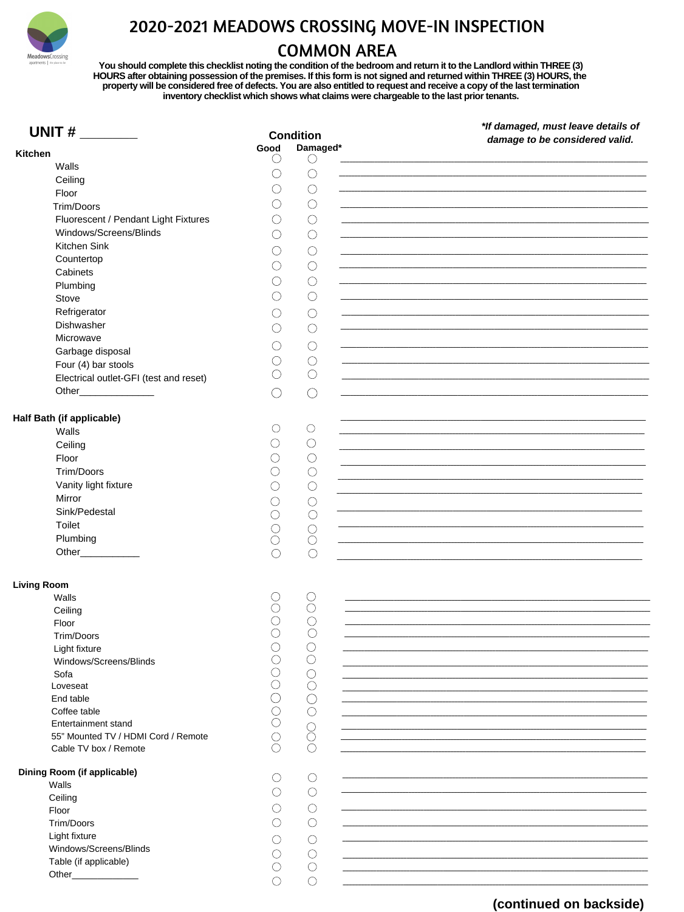# 2020-2021 MEADOWS CROSSING MOVE-IN INSPECTION

## COMMON AREA

**You should complete this checklist noting the condition of the bedroom and return it to the Landlord within THREE (3) HOURS after obtaining possession of the premises. If this form is not signed and returned within THREE (3) HOURS, the property will be considered free of defects. You are also entitled to request and receive a copy of the last termination inventory checklist which shows what claims were chargeable to the last prior tenants.**

**UNIT # ________**

***If damaged, must leave details of damage to be considered valid.***

| **Kitchen** | **Good** | **Damaged*** | |
|---|---|---|---|
| Walls | ○ | ○ | ________________ |
| Ceiling | ○ | ○ | ________________ |
| Floor | ○ | ○ | ________________ |
| Trim/Doors | ○ | ○ | ________________ |
| Fluorescent / Pendant Light Fixtures | ○ | ○ | ________________ |
| Windows/Screens/Blinds | ○ | ○ | ________________ |
| Kitchen Sink | ○ | ○ | ________________ |
| Countertop | ○ | ○ | ________________ |
| Cabinets | ○ | ○ | ________________ |
| Plumbing | ○ | ○ | ________________ |
| Stove | ○ | ○ | ________________ |
| Refrigerator | ○ | ○ | ________________ |
| Dishwasher | ○ | ○ | ________________ |
| Microwave | ○ | ○ | ________________ |
| Garbage disposal | ○ | ○ | ________________ |
| Four (4) bar stools | ○ | ○ | ________________ |
| Electrical outlet-GFI (test and reset) | ○ | ○ | ________________ |
| Other______________ | ○ | ○ | ________________ |

| **Half Bath (if applicable)** | **Good** | **Damaged*** | |
|---|---|---|---|
| Walls | ○ | ○ | ________________ |
| Ceiling | ○ | ○ | ________________ |
| Floor | ○ | ○ | ________________ |
| Trim/Doors | ○ | ○ | ________________ |
| Vanity light fixture | ○ | ○ | ________________ |
| Mirror | ○ | ○ | ________________ |
| Sink/Pedestal | ○ | ○ | ________________ |
| Toilet | ○ | ○ | ________________ |
| Plumbing | ○ | ○ | ________________ |
| Other___________ | ○ | ○ | ________________ |

| **Living Room** | **Good** | **Damaged*** | |
|---|---|---|---|
| Walls | ○ | ○ | ________________ |
| Ceiling | ○ | ○ | ________________ |
| Floor | ○ | ○ | ________________ |
| Trim/Doors | ○ | ○ | ________________ |
| Light fixture | ○ | ○ | ________________ |
| Windows/Screens/Blinds | ○ | ○ | ________________ |
| Sofa | ○ | ○ | ________________ |
| Loveseat | ○ | ○ | ________________ |
| End table | ○ | ○ | ________________ |
| Coffee table | ○ | ○ | ________________ |
| Entertainment stand | ○ | ○ | ________________ |
| 55" Mounted TV / HDMI Cord / Remote | ○ | ○ | ________________ |
| Cable TV box / Remote | ○ | ○ | ________________ |

| **Dining Room (if applicable)** | **Good** | **Damaged*** | |
|---|---|---|---|
| Walls | ○ | ○ | ________________ |
| Ceiling | ○ | ○ | ________________ |
| Floor | ○ | ○ | ________________ |
| Trim/Doors | ○ | ○ | ________________ |
| Light fixture | ○ | ○ | ________________ |
| Windows/Screens/Blinds | ○ | ○ | ________________ |
| Table (if applicable) | ○ | ○ | ________________ |
| Other_____________ | ○ | ○ | ________________ |

**(continued on backside)**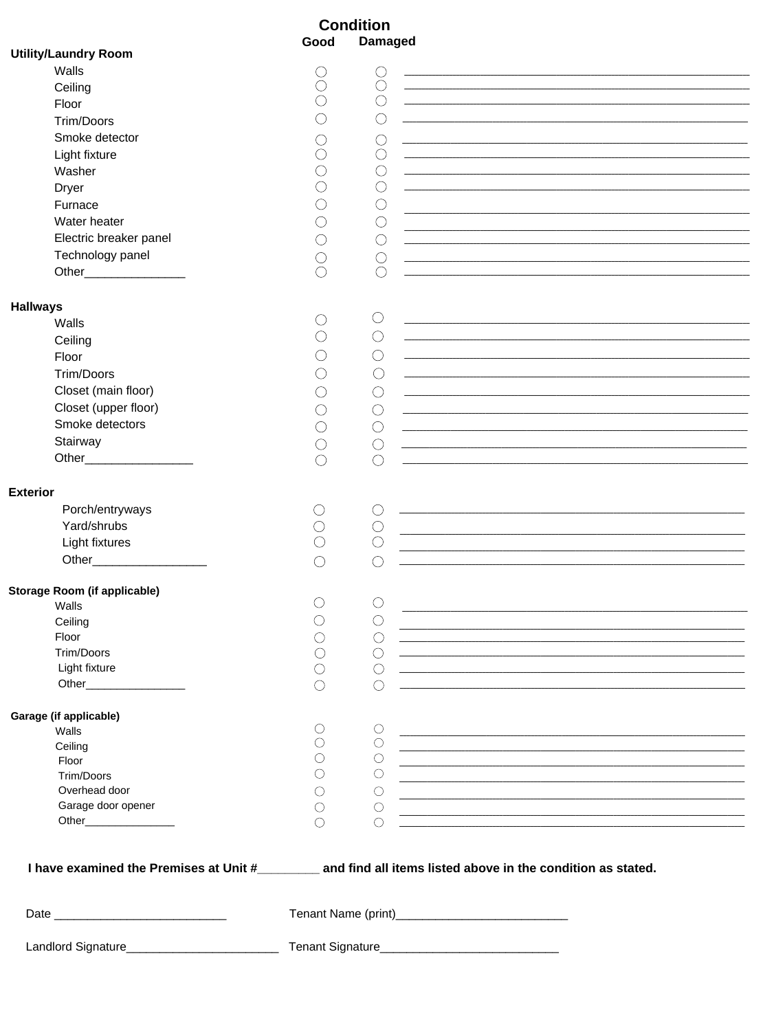| | Condition | | |
|---|---|---|---|
| | Good | Damaged | |
| **Utility/Laundry Room** | | | |
| Walls | ◯ | ◯ | ____________________ |
| Ceiling | ◯ | ◯ | ____________________ |
| Floor | ◯ | ◯ | ____________________ |
| Trim/Doors | ◯ | ◯ | ____________________ |
| Smoke detector | ◯ | ◯ | ____________________ |
| Light fixture | ◯ | ◯ | ____________________ |
| Washer | ◯ | ◯ | ____________________ |
| Dryer | ◯ | ◯ | ____________________ |
| Furnace | ◯ | ◯ | ____________________ |
| Water heater | ◯ | ◯ | ____________________ |
| Electric breaker panel | ◯ | ◯ | ____________________ |
| Technology panel | ◯ | ◯ | ____________________ |
| Other_______________ | ◯ | ◯ | ____________________ |
| **Hallways** | | | |
| Walls | ◯ | ◯ | ____________________ |
| Ceiling | ◯ | ◯ | ____________________ |
| Floor | ◯ | ◯ | ____________________ |
| Trim/Doors | ◯ | ◯ | ____________________ |
| Closet (main floor) | ◯ | ◯ | ____________________ |
| Closet (upper floor) | ◯ | ◯ | ____________________ |
| Smoke detectors | ◯ | ◯ | ____________________ |
| Stairway | ◯ | ◯ | ____________________ |
| Other________________ | ◯ | ◯ | ____________________ |
| **Exterior** | | | |
| Porch/entryways | ◯ | ◯ | ____________________ |
| Yard/shrubs | ◯ | ◯ | ____________________ |
| Light fixtures | ◯ | ◯ | ____________________ |
| Other_________________ | ◯ | ◯ | ____________________ |
| **Storage Room (if applicable)** | | | |
| Walls | ◯ | ◯ | ____________________ |
| Ceiling | ◯ | ◯ | ____________________ |
| Floor | ◯ | ◯ | ____________________ |
| Trim/Doors | ◯ | ◯ | ____________________ |
| Light fixture | ◯ | ◯ | ____________________ |
| Other________________ | ◯ | ◯ | ____________________ |
| **Garage (if applicable)** | | | |
| Walls | ◯ | ◯ | ____________________ |
| Ceiling | ◯ | ◯ | ____________________ |
| Floor | ◯ | ◯ | ____________________ |
| Trim/Doors | ◯ | ◯ | ____________________ |
| Overhead door | ◯ | ◯ | ____________________ |
| Garage door opener | ◯ | ◯ | ____________________ |
| Other_______________ | ◯ | ◯ | ____________________ |

**I have examined the Premises at Unit #_________ and find all items listed above in the condition as stated.**

Date __________________________ Tenant Name (print)__________________________

Landlord Signature_______________________ Tenant Signature__________________________